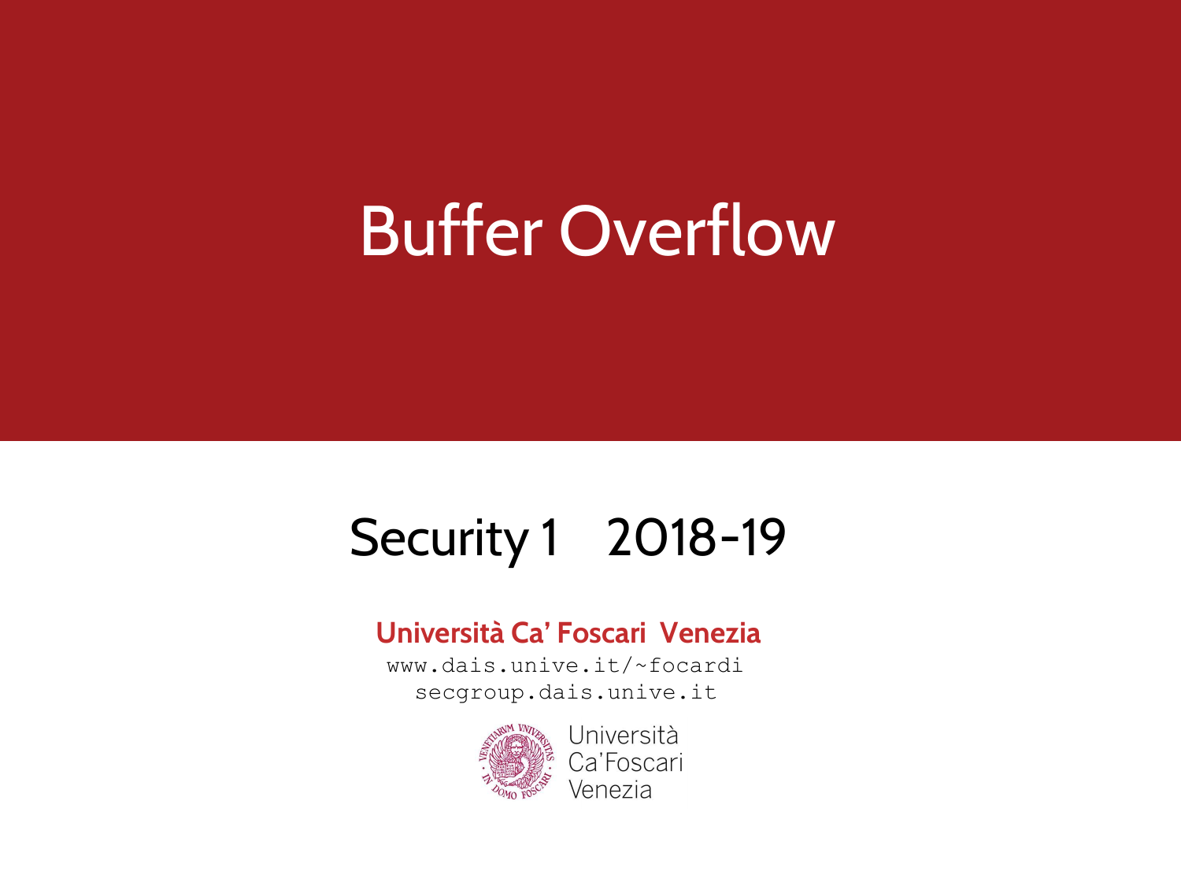# Buffer Overflow

## Security 1 2018-19

**Università Ca' Foscari Venezia**

www.dais.unive.it/~focardi
secgroup.dais.unive.it

Università
Ca'Foscari
Venezia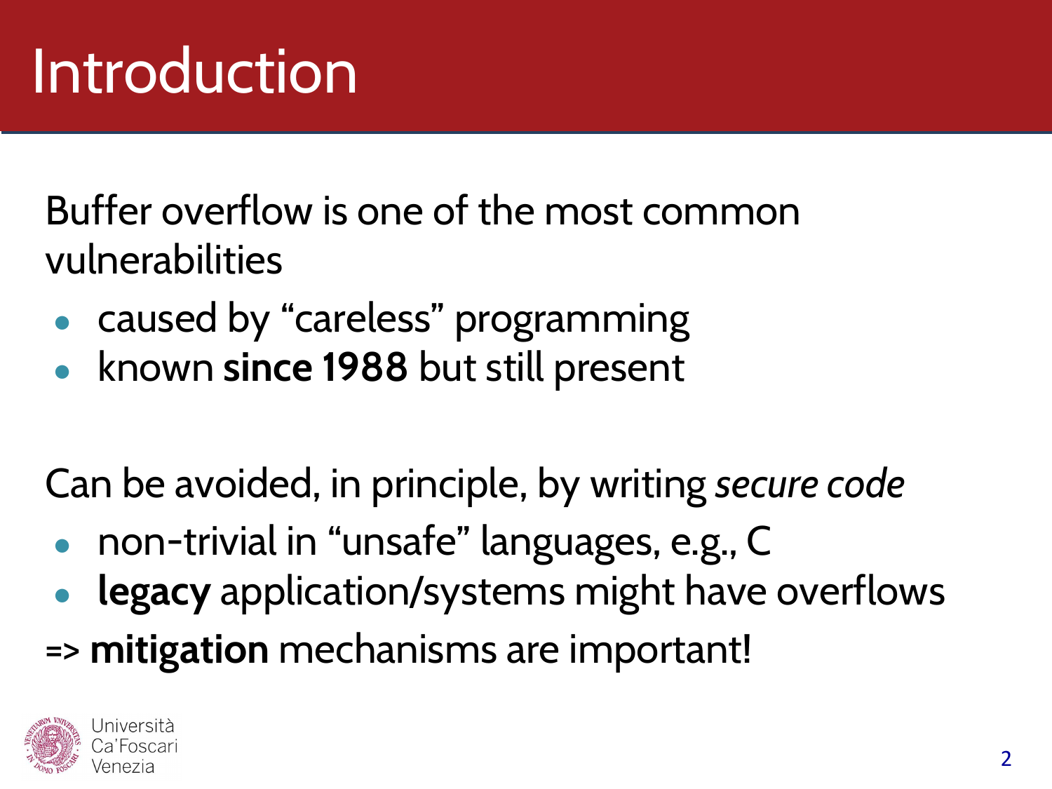# Introduction

Buffer overflow is one of the most common vulnerabilities

- caused by “careless” programming
- known **since 1988** but still present

Can be avoided, in principle, by writing *secure code*

- non-trivial in “unsafe” languages, e.g., C
- **legacy** application/systems might have overflows

=> **mitigation** mechanisms are important!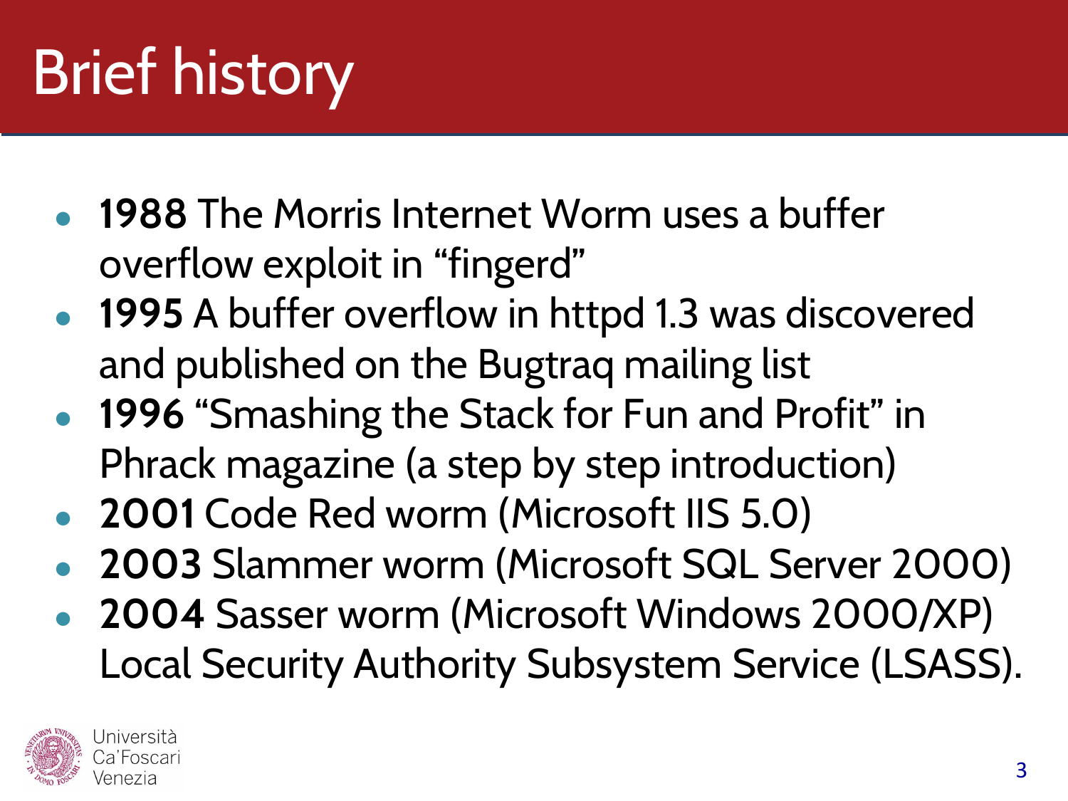# Brief history

- **1988** The Morris Internet Worm uses a buffer overflow exploit in "fingerd"
- **1995** A buffer overflow in httpd 1.3 was discovered and published on the Bugtraq mailing list
- **1996** "Smashing the Stack for Fun and Profit" in Phrack magazine (a step by step introduction)
- **2001** Code Red worm (Microsoft IIS 5.0)
- **2003** Slammer worm (Microsoft SQL Server 2000)
- **2004** Sasser worm (Microsoft Windows 2000/XP) Local Security Authority Subsystem Service (LSASS).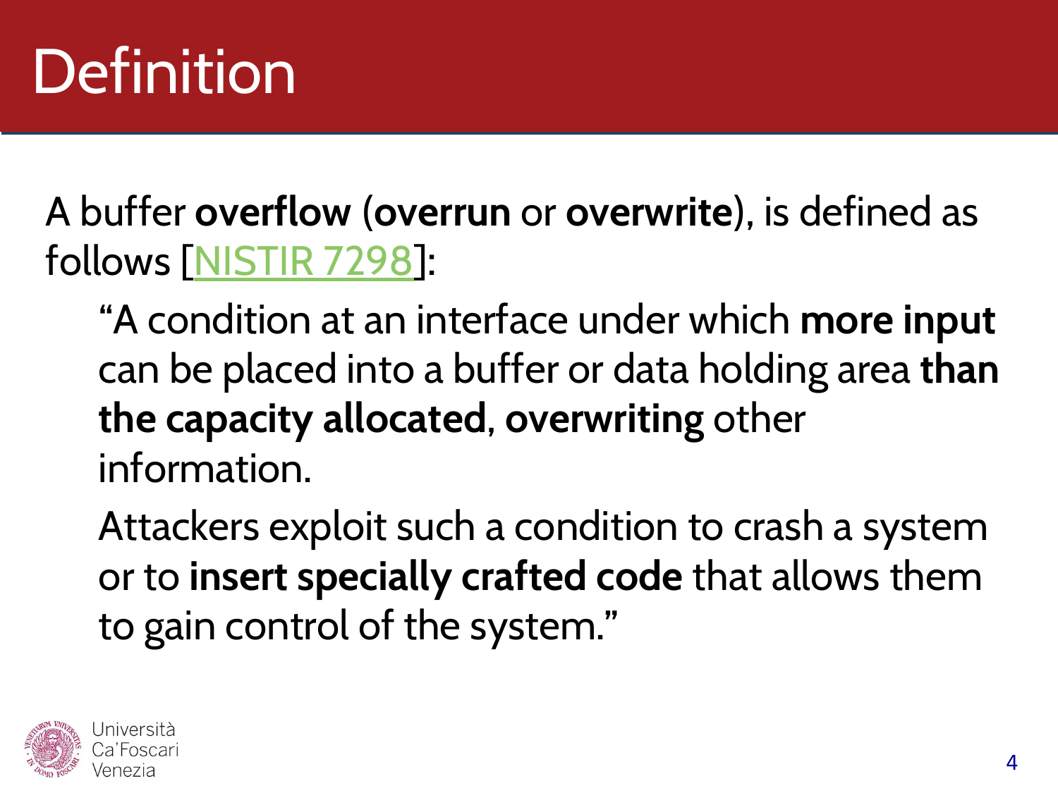# Definition

A buffer **overflow** (**overrun** or **overwrite**), is defined as follows [NISTIR 7298]:

> "A condition at an interface under which **more input** can be placed into a buffer or data holding area **than the capacity allocated**, **overwriting** other information.
>
> Attackers exploit such a condition to crash a system or to **insert specially crafted code** that allows them to gain control of the system."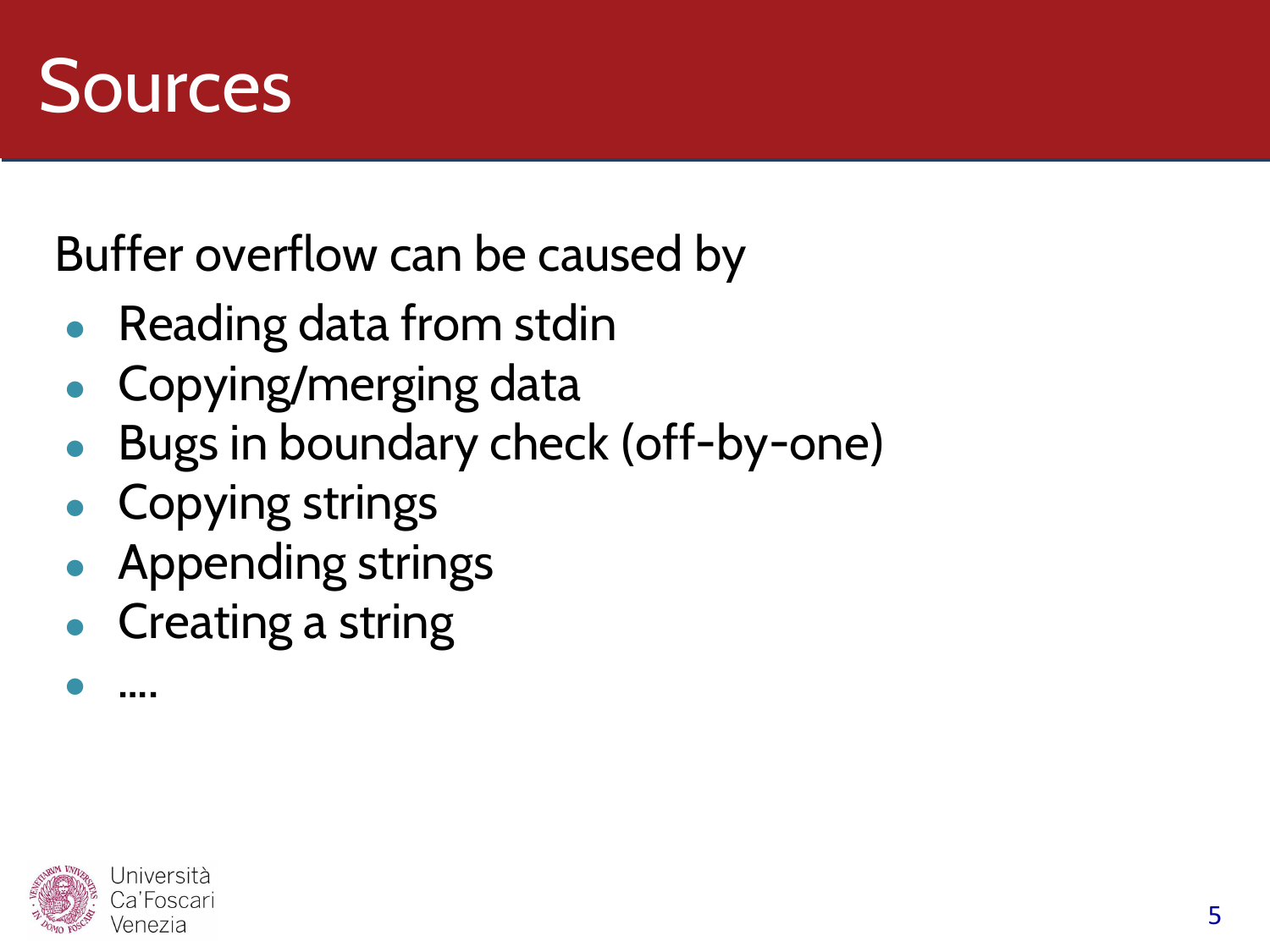# Sources

Buffer overflow can be caused by

- Reading data from stdin
- Copying/merging data
- Bugs in boundary check (off-by-one)
- Copying strings
- Appending strings
- Creating a string
- ....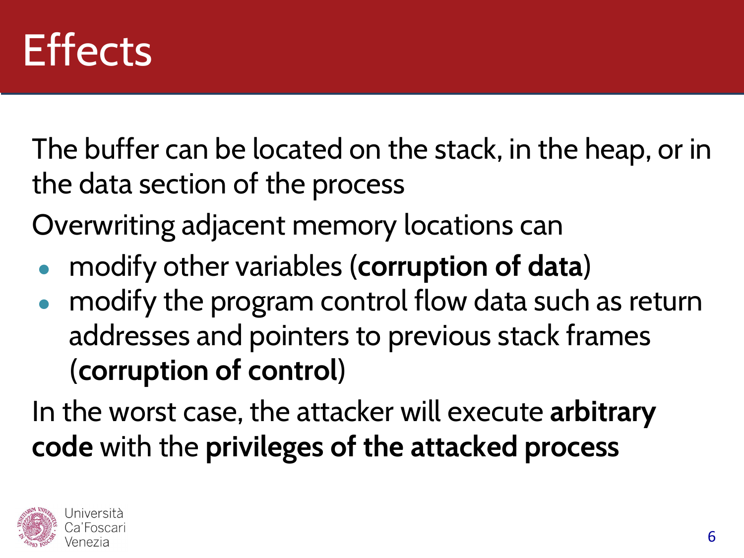# Effects

The buffer can be located on the stack, in the heap, or in the data section of the process

Overwriting adjacent memory locations can

- modify other variables (**corruption of data**)
- modify the program control flow data such as return addresses and pointers to previous stack frames (**corruption of control**)

In the worst case, the attacker will execute **arbitrary code** with the **privileges of the attacked process**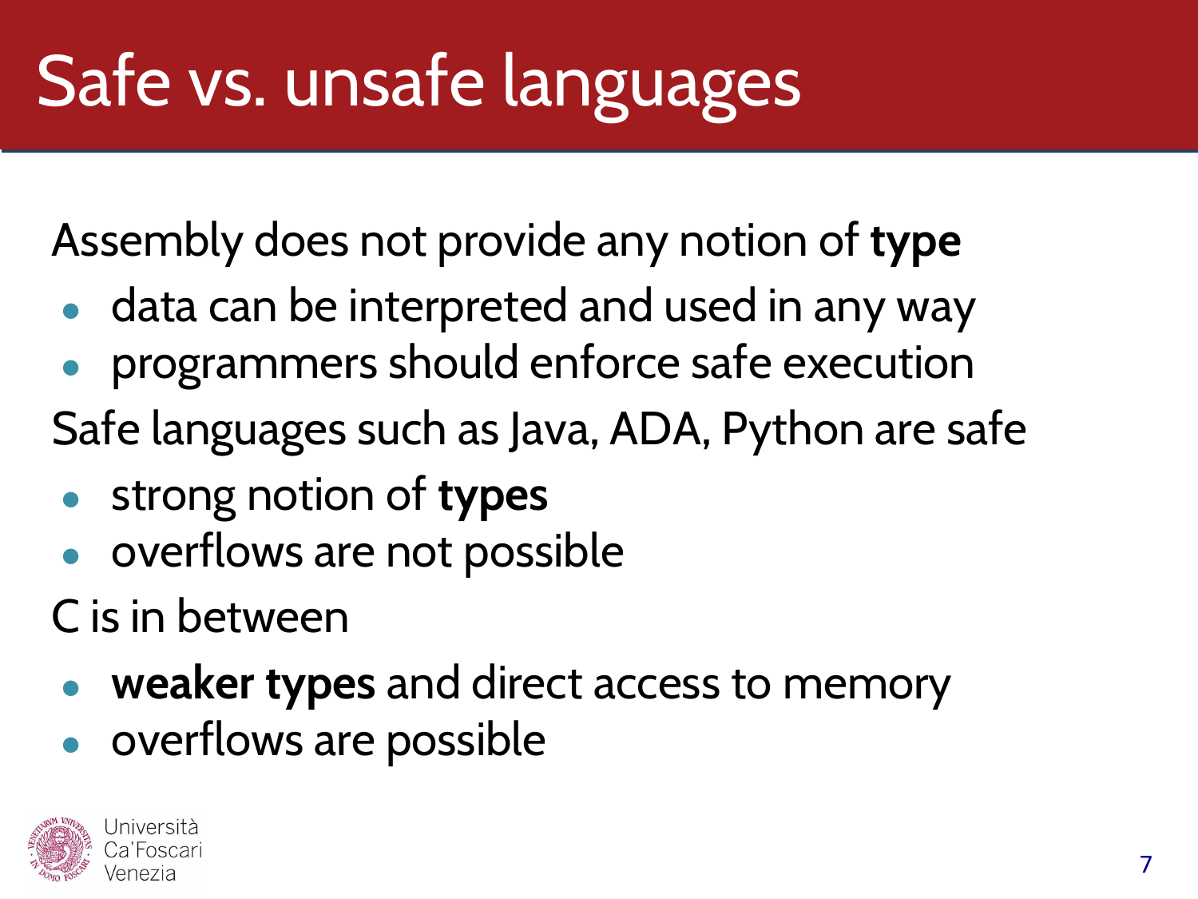# Safe vs. unsafe languages

Assembly does not provide any notion of **type**

- data can be interpreted and used in any way
- programmers should enforce safe execution

Safe languages such as Java, ADA, Python are safe

- strong notion of **types**
- overflows are not possible

C is in between

- **weaker types** and direct access to memory
- overflows are possible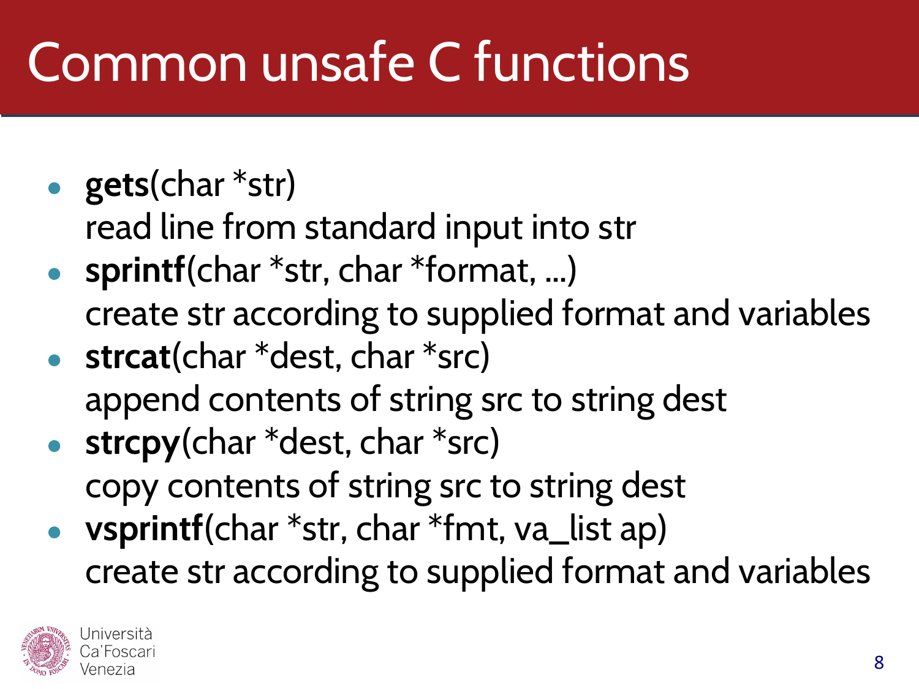# Common unsafe C functions

- **gets**(char *str)
  read line from standard input into str
- **sprintf**(char *str, char *format, ...)
  create str according to supplied format and variables
- **strcat**(char *dest, char *src)
  append contents of string src to string dest
- **strcpy**(char *dest, char *src)
  copy contents of string src to string dest
- **vsprintf**(char *str, char *fmt, va_list ap)
  create str according to supplied format and variables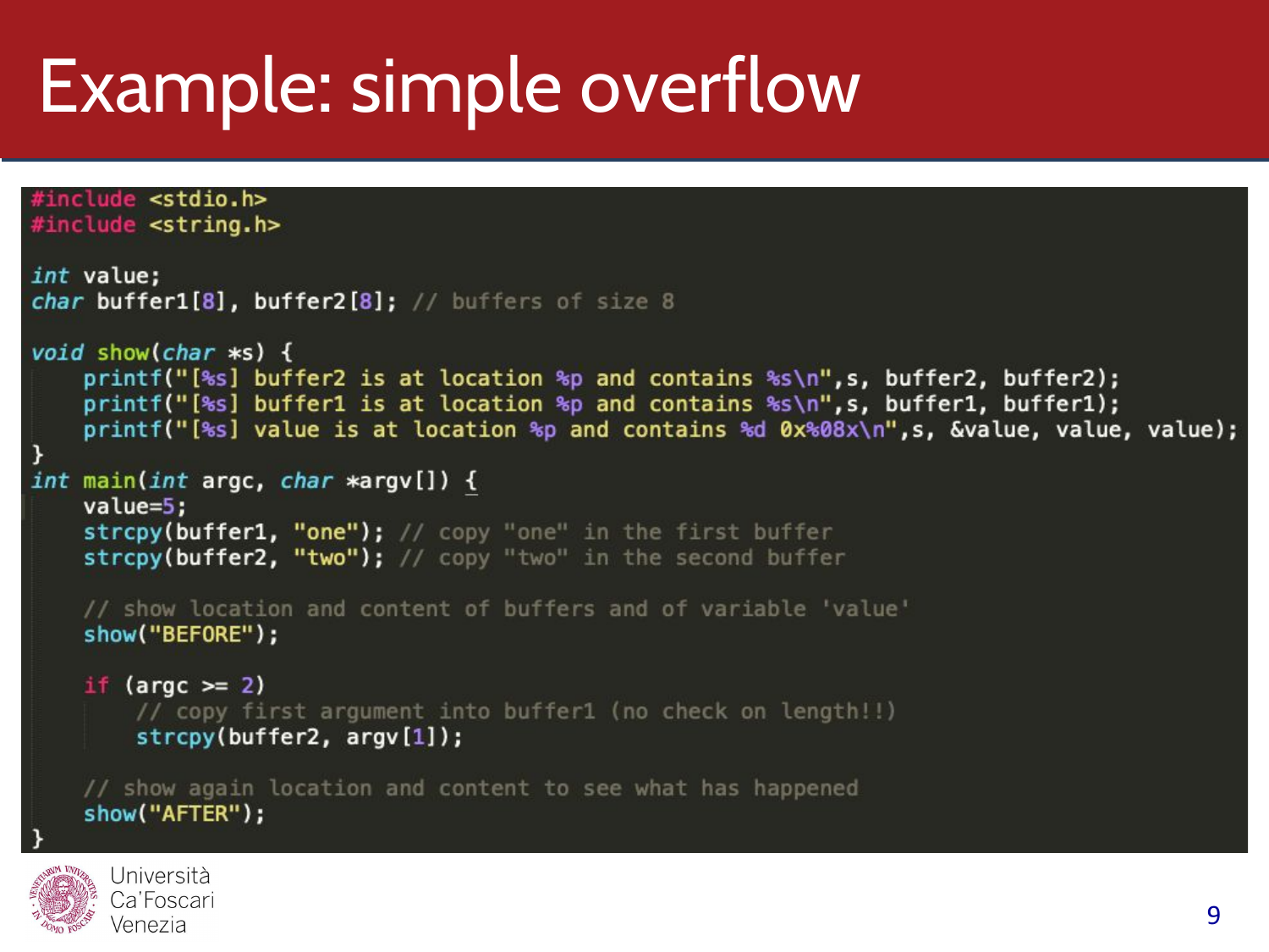# Example: simple overflow

```c
#include <stdio.h>
#include <string.h>

int value;
char buffer1[8], buffer2[8]; // buffers of size 8

void show(char *s) {
    printf("[%s] buffer2 is at location %p and contains %s\n",s, buffer2, buffer2);
    printf("[%s] buffer1 is at location %p and contains %s\n",s, buffer1, buffer1);
    printf("[%s] value is at location %p and contains %d 0x%08x\n",s, &value, value, value);
}
int main(int argc, char *argv[]) {
    value=5;
    strcpy(buffer1, "one"); // copy "one" in the first buffer
    strcpy(buffer2, "two"); // copy "two" in the second buffer

    // show location and content of buffers and of variable 'value'
    show("BEFORE");

    if (argc >= 2)
        // copy first argument into buffer1 (no check on length!!)
        strcpy(buffer2, argv[1]);

    // show again location and content to see what has happened
    show("AFTER");
}
```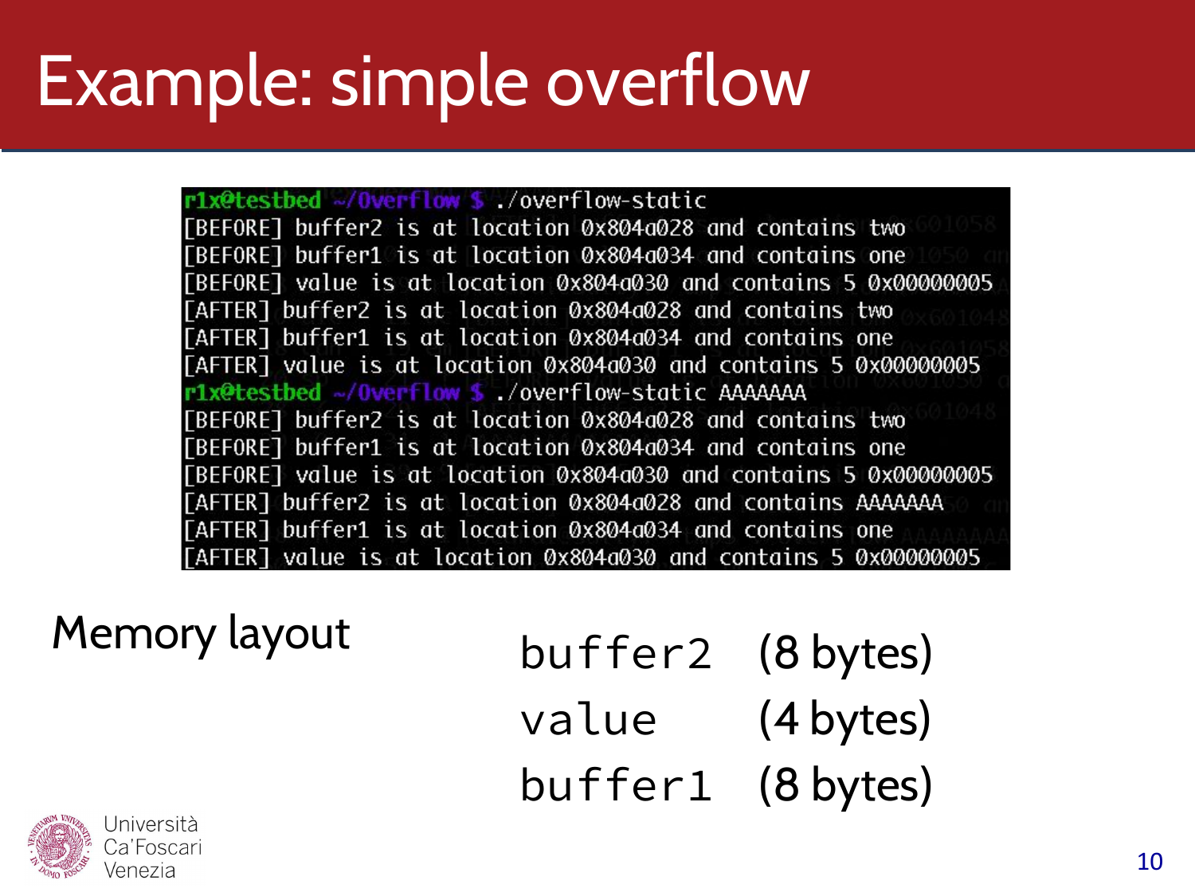# Example: simple overflow

```
r1x@testbed ~/Overflow $ ./overflow-static
[BEFORE] buffer2 is at location 0x804a028 and contains two
[BEFORE] buffer1 is at location 0x804a034 and contains one
[BEFORE] value is at location 0x804a030 and contains 5 0x00000005
[AFTER] buffer2 is at location 0x804a028 and contains two
[AFTER] buffer1 is at location 0x804a034 and contains one
[AFTER] value is at location 0x804a030 and contains 5 0x00000005
r1x@testbed ~/Overflow $ ./overflow-static AAAAAAA
[BEFORE] buffer2 is at location 0x804a028 and contains two
[BEFORE] buffer1 is at location 0x804a034 and contains one
[BEFORE] value is at location 0x804a030 and contains 5 0x00000005
[AFTER] buffer2 is at location 0x804a028 and contains AAAAAAA
[AFTER] buffer1 is at location 0x804a034 and contains one
[AFTER] value is at location 0x804a030 and contains 5 0x00000005
```

Memory layout

| | |
|---|---|
| `buffer2` | (8 bytes) |
| `value` | (4 bytes) |
| `buffer1` | (8 bytes) |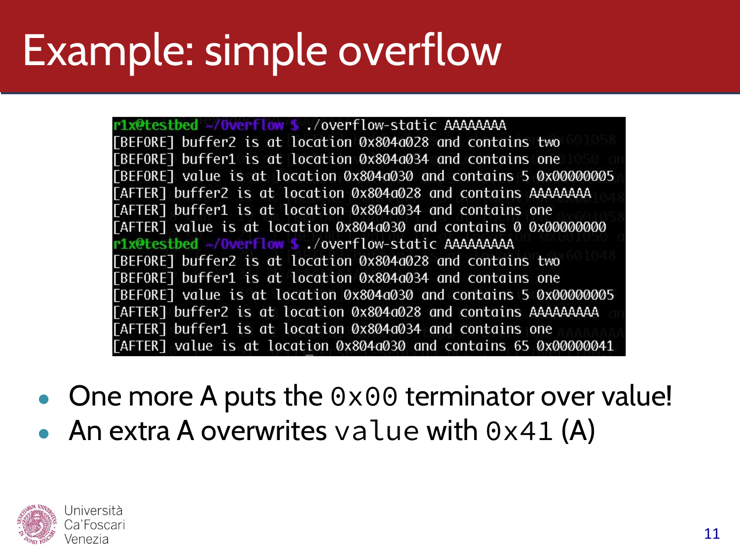# Example: simple overflow

```
r1x@testbed ~/Overflow $ ./overflow-static AAAAAAAA
[BEFORE] buffer2 is at location 0x804a028 and contains two
[BEFORE] buffer1 is at location 0x804a034 and contains one
[BEFORE] value is at location 0x804a030 and contains 5 0x00000005
[AFTER] buffer2 is at location 0x804a028 and contains AAAAAAAA
[AFTER] buffer1 is at location 0x804a034 and contains one
[AFTER] value is at location 0x804a030 and contains 0 0x00000000
r1x@testbed ~/Overflow $ ./overflow-static AAAAAAAAA
[BEFORE] buffer2 is at location 0x804a028 and contains two
[BEFORE] buffer1 is at location 0x804a034 and contains one
[BEFORE] value is at location 0x804a030 and contains 5 0x00000005
[AFTER] buffer2 is at location 0x804a028 and contains AAAAAAAAA
[AFTER] buffer1 is at location 0x804a034 and contains one
[AFTER] value is at location 0x804a030 and contains 65 0x00000041
```

- One more A puts the `0x00` terminator over value!
- An extra A overwrites `value` with `0x41` (A)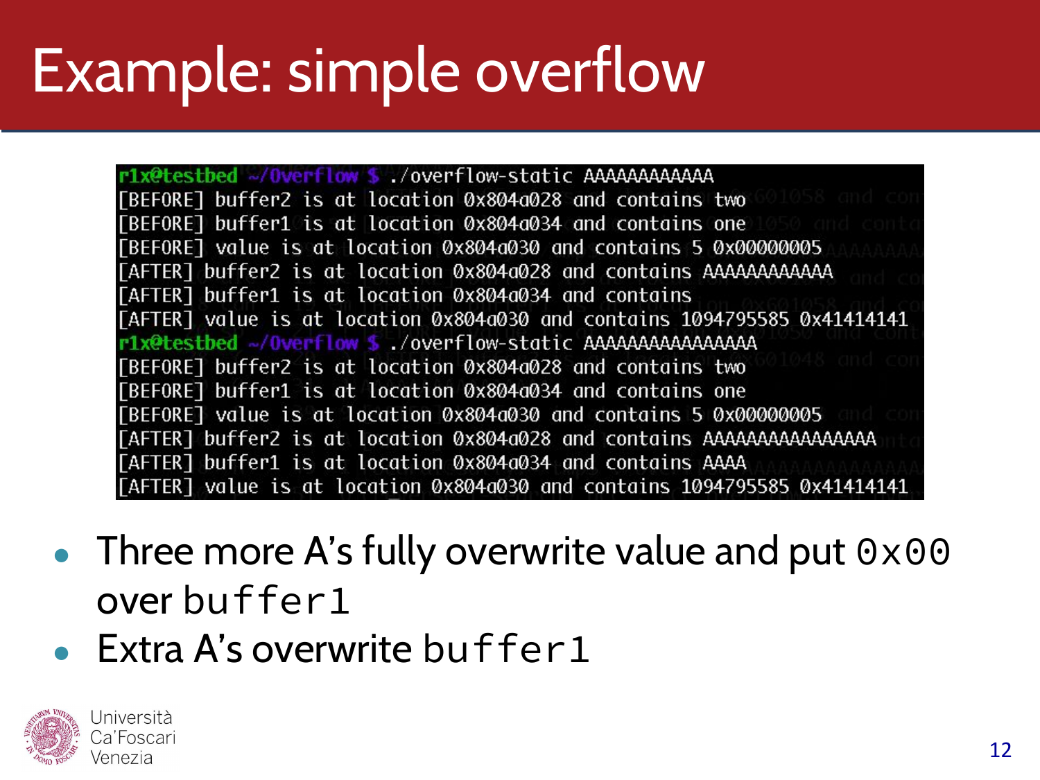# Example: simple overflow

```
r1x@testbed ~/Overflow $ ./overflow-static AAAAAAAAAAAA
[BEFORE] buffer2 is at location 0x804a028 and contains two
[BEFORE] buffer1 is at location 0x804a034 and contains one
[BEFORE] value is at location 0x804a030 and contains 5 0x00000005
[AFTER] buffer2 is at location 0x804a028 and contains AAAAAAAAAAAA
[AFTER] buffer1 is at location 0x804a034 and contains
[AFTER] value is at location 0x804a030 and contains 1094795585 0x41414141
r1x@testbed ~/Overflow $ ./overflow-static AAAAAAAAAAAAAAAA
[BEFORE] buffer2 is at location 0x804a028 and contains two
[BEFORE] buffer1 is at location 0x804a034 and contains one
[BEFORE] value is at location 0x804a030 and contains 5 0x00000005
[AFTER] buffer2 is at location 0x804a028 and contains AAAAAAAAAAAAAAAA
[AFTER] buffer1 is at location 0x804a034 and contains AAAA
[AFTER] value is at location 0x804a030 and contains 1094795585 0x41414141
```

- Three more A's fully overwrite value and put `0x00` over `buffer1`
- Extra A's overwrite `buffer1`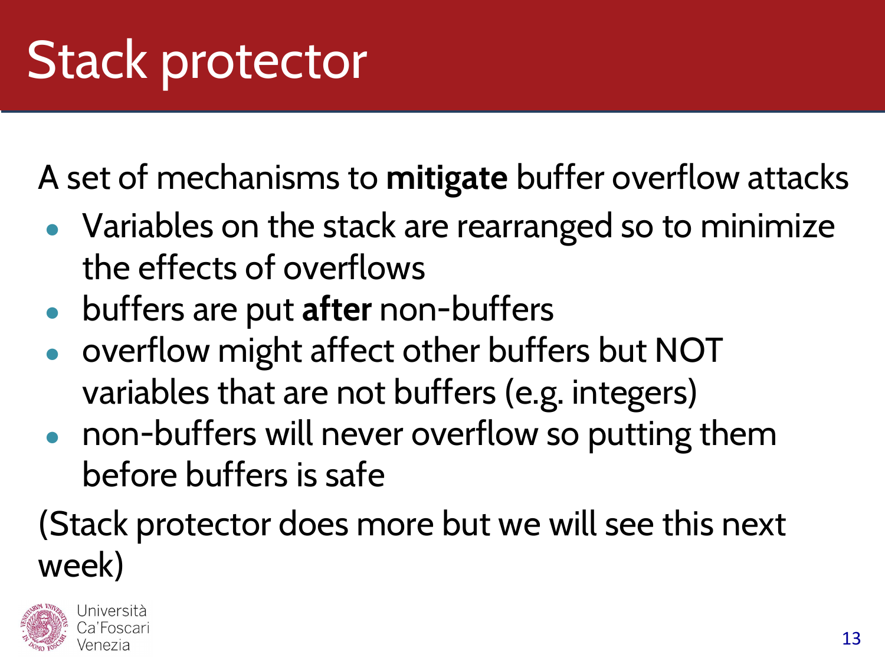# Stack protector

A set of mechanisms to **mitigate** buffer overflow attacks

- Variables on the stack are rearranged so to minimize the effects of overflows
- buffers are put **after** non-buffers
- overflow might affect other buffers but NOT variables that are not buffers (e.g. integers)
- non-buffers will never overflow so putting them before buffers is safe

(Stack protector does more but we will see this next week)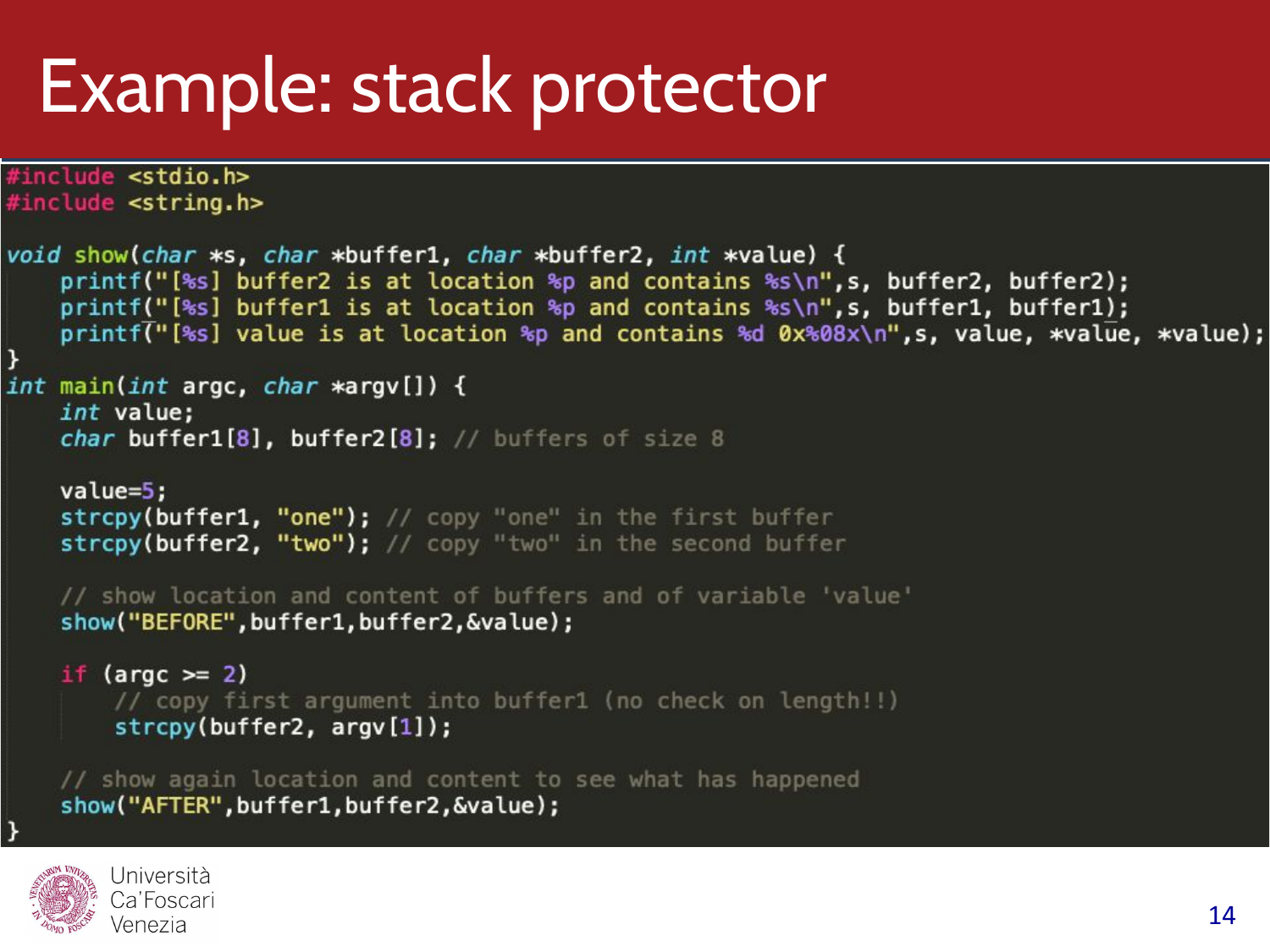# Example: stack protector

```c
#include <stdio.h>
#include <string.h>

void show(char *s, char *buffer1, char *buffer2, int *value) {
    printf("[%s] buffer2 is at location %p and contains %s\n",s, buffer2, buffer2);
    printf("[%s] buffer1 is at location %p and contains %s\n",s, buffer1, buffer1);
    printf("[%s] value is at location %p and contains %d 0x%08x\n",s, value, *value, *value);
}
int main(int argc, char *argv[]) {
    int value;
    char buffer1[8], buffer2[8]; // buffers of size 8

    value=5;
    strcpy(buffer1, "one"); // copy "one" in the first buffer
    strcpy(buffer2, "two"); // copy "two" in the second buffer

    // show location and content of buffers and of variable 'value'
    show("BEFORE",buffer1,buffer2,&value);

    if (argc >= 2)
        // copy first argument into buffer1 (no check on length!!)
        strcpy(buffer2, argv[1]);

    // show again location and content to see what has happened
    show("AFTER",buffer1,buffer2,&value);
}
```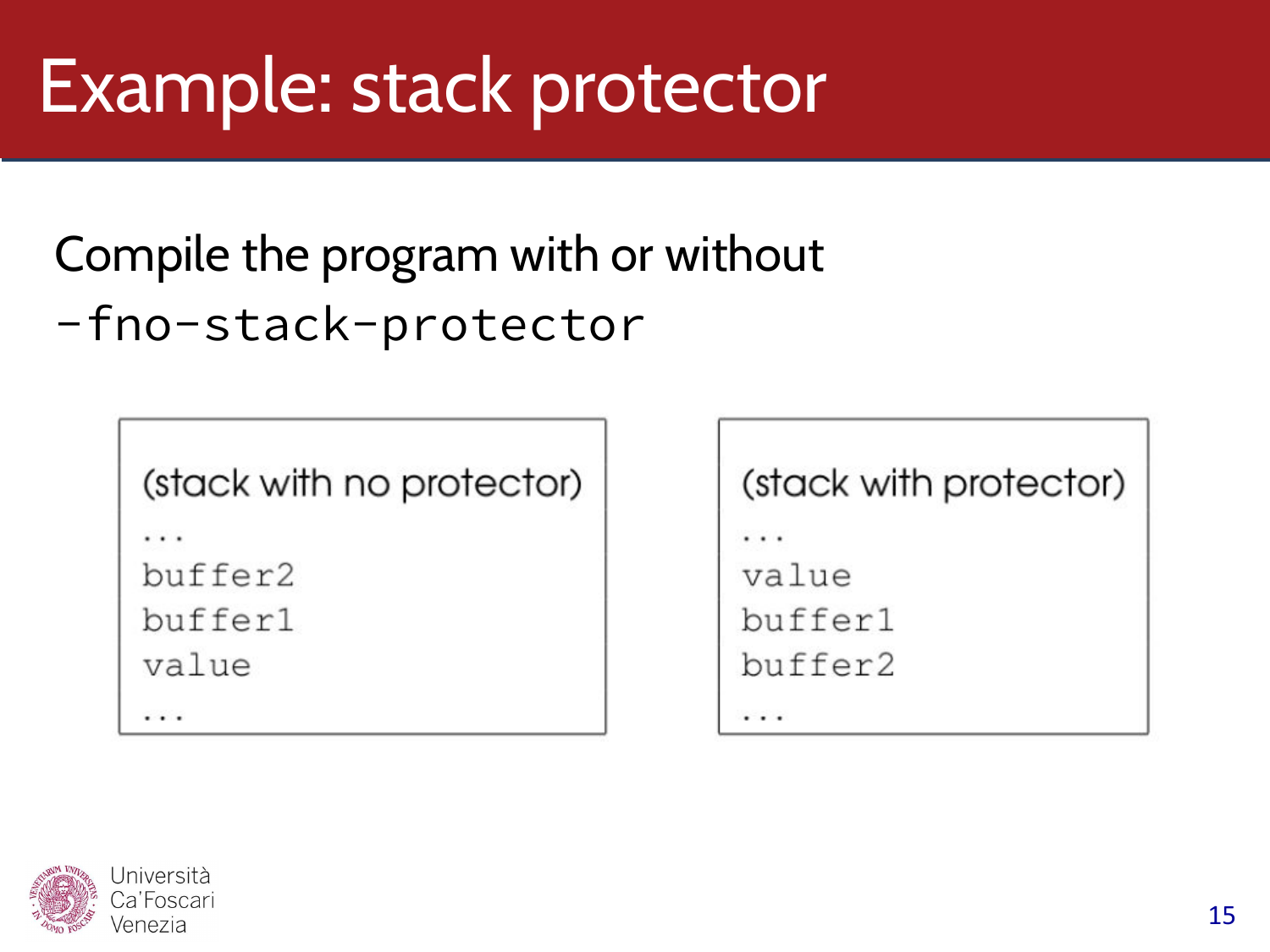# Example: stack protector

Compile the program with or without

`-fno-stack-protector`

```
(stack with no protector)
...
buffer2
buffer1
value
...
```

```
(stack with protector)
...
value
buffer1
buffer2
...
```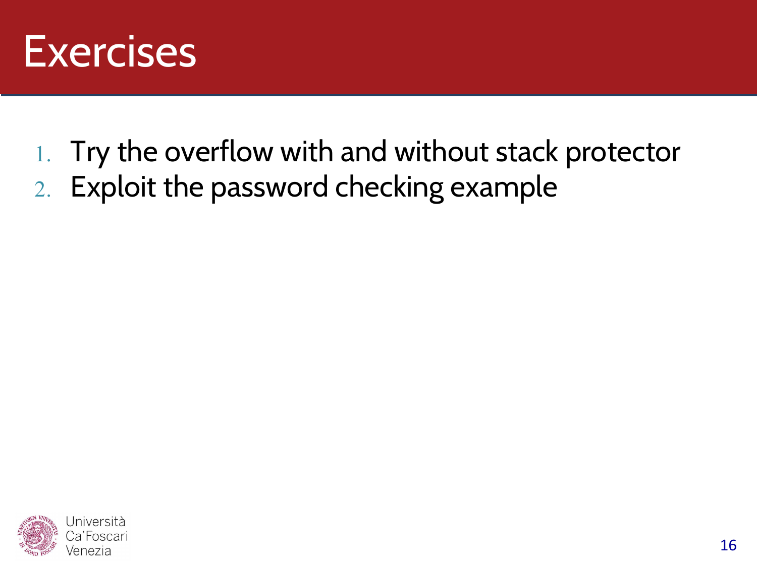# Exercises

1. Try the overflow with and without stack protector
2. Exploit the password checking example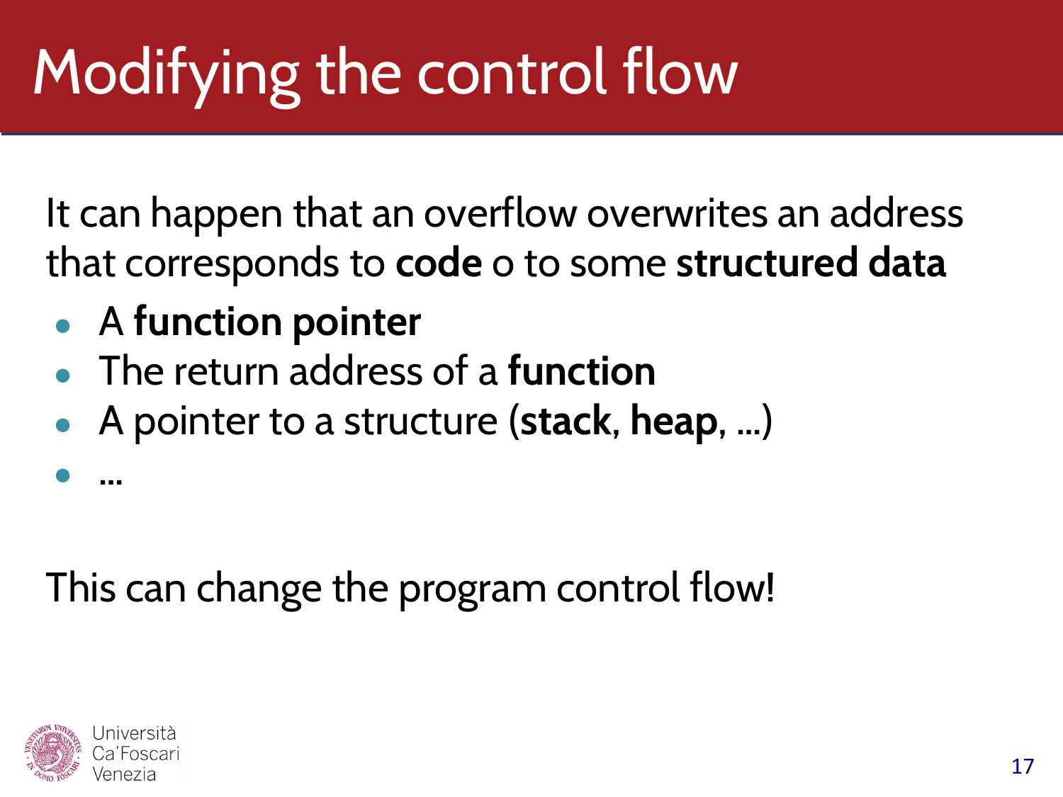# Modifying the control flow

It can happen that an overflow overwrites an address that corresponds to **code** o to some **structured data**

- A **function pointer**
- The return address of a **function**
- A pointer to a structure (**stack**, **heap**, ...)
- ...

This can change the program control flow!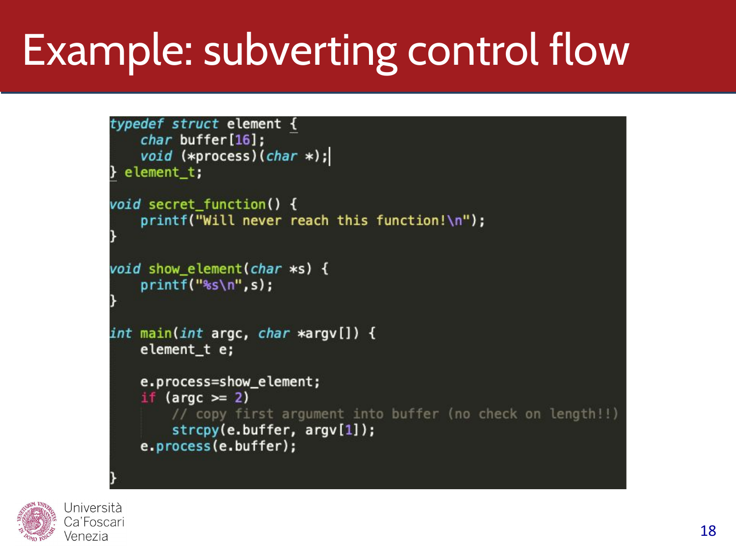# Example: subverting control flow

```
typedef struct element {
    char buffer[16];
    void (*process)(char *);
} element_t;

void secret_function() {
    printf("Will never reach this function!\n");
}

void show_element(char *s) {
    printf("%s\n",s);
}

int main(int argc, char *argv[]) {
    element_t e;

    e.process=show_element;
    if (argc >= 2)
        // copy first argument into buffer (no check on length!!)
        strcpy(e.buffer, argv[1]);
    e.process(e.buffer);

}
```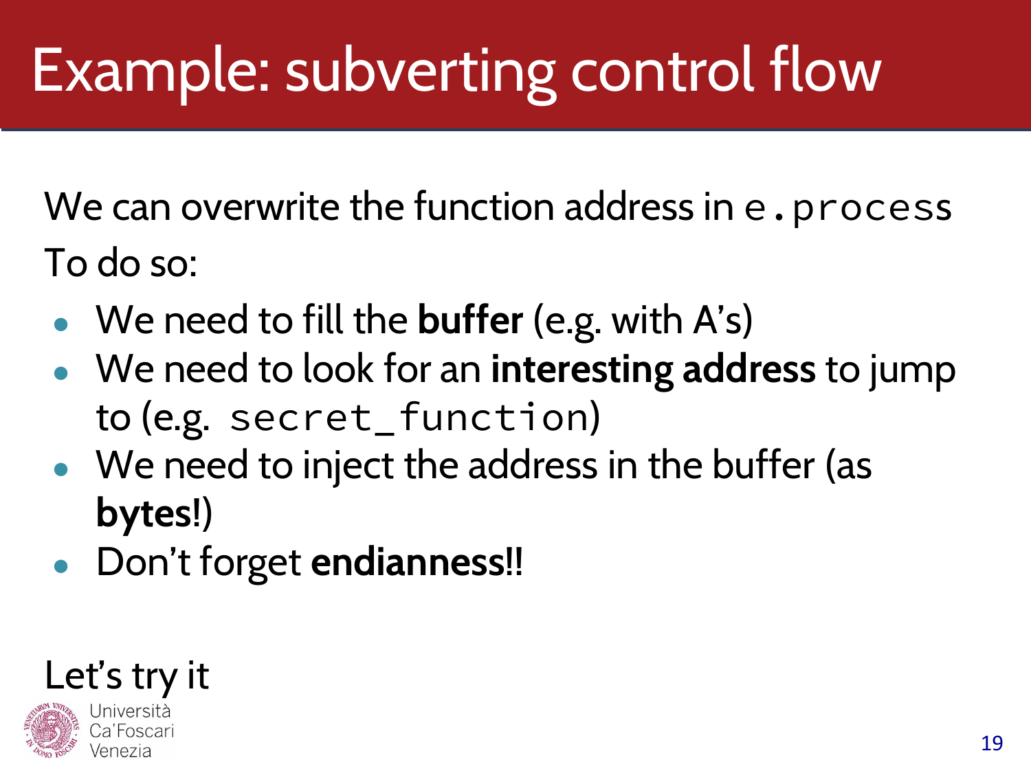# Example: subverting control flow

We can overwrite the function address in `e.process`

To do so:

- We need to fill the **buffer** (e.g. with A's)
- We need to look for an **interesting address** to jump to (e.g. `secret_function`)
- We need to inject the address in the buffer (as **bytes**!)
- Don't forget **endianness**!!

Let's try it